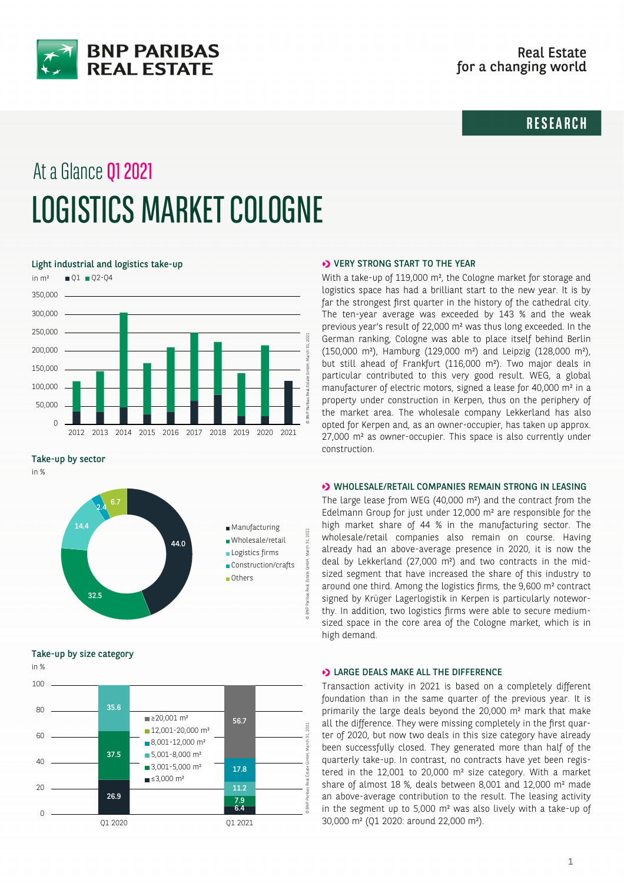BNP PARIBAS REAL ESTATE

Real Estate for a changing world

RESEARCH

# At a Glance Q1 2021

# LOGISTICS MARKET COLOGNE

### Light industrial and logistics take-up

in m² ■ Q1 ■ Q2-Q4

### Take-up by sector

in %

| Sector | % |
|---|---|
| Manufacturing | 44.0 |
| Wholesale/retail | 32.5 |
| Logistics firms | 14.4 |
| Construction/crafts | 2.4 |
| Others | 6.7 |

### Take-up by size category

in %

| Size category | Q1 2020 | Q1 2021 |
|---|---|---|
| ≥20,001 m² | | 56.7 |
| 12,001-20,000 m² | | |
| 8,001-12,000 m² | | 17.8 |
| 5,001-8,000 m² | 35.6 | 11.2 |
| 3,001-5,000 m² | 37.5 | 7.9 |
| ≤3,000 m² | 26.9 | 6.4 |

## VERY STRONG START TO THE YEAR

With a take-up of 119,000 m², the Cologne market for storage and logistics space has had a brilliant start to the new year. It is by far the strongest first quarter in the history of the cathedral city. The ten-year average was exceeded by 143 % and the weak previous year's result of 22,000 m² was thus long exceeded. In the German ranking, Cologne was able to place itself behind Berlin (150,000 m²), Hamburg (129,000 m²) and Leipzig (128,000 m²), but still ahead of Frankfurt (116,000 m²). Two major deals in particular contributed to this very good result. WEG, a global manufacturer of electric motors, signed a lease for 40,000 m² in a property under construction in Kerpen, thus on the periphery of the market area. The wholesale company Lekkerland has also opted for Kerpen and, as an owner-occupier, has taken up approx. 27,000 m² as owner-occupier. This space is also currently under construction.

## WHOLESALE/RETAIL COMPANIES REMAIN STRONG IN LEASING

The large lease from WEG (40,000 m²) and the contract from the Edelmann Group for just under 12,000 m² are responsible for the high market share of 44 % in the manufacturing sector. The wholesale/retail companies also remain on course. Having already had an above-average presence in 2020, it is now the deal by Lekkerland (27,000 m²) and two contracts in the mid-sized segment that have increased the share of this industry to around one third. Among the logistics firms, the 9,600 m² contract signed by Krüger Lagerlogistik in Kerpen is particularly noteworthy. In addition, two logistics firms were able to secure medium-sized space in the core area of the Cologne market, which is in high demand.

## LARGE DEALS MAKE ALL THE DIFFERENCE

Transaction activity in 2021 is based on a completely different foundation than in the same quarter of the previous year. It is primarily the large deals beyond the 20,000 m² mark that make all the difference. They were missing completely in the first quarter of 2020, but now two deals in this size category have already been successfully closed. They generated more than half of the quarterly take-up. In contrast, no contracts have yet been registered in the 12,001 to 20,000 m² size category. With a market share of almost 18 %, deals between 8,001 and 12,000 m² made an above-average contribution to the result. The leasing activity in the segment up to 5,000 m² was also lively with a take-up of 30,000 m² (Q1 2020: around 22,000 m²).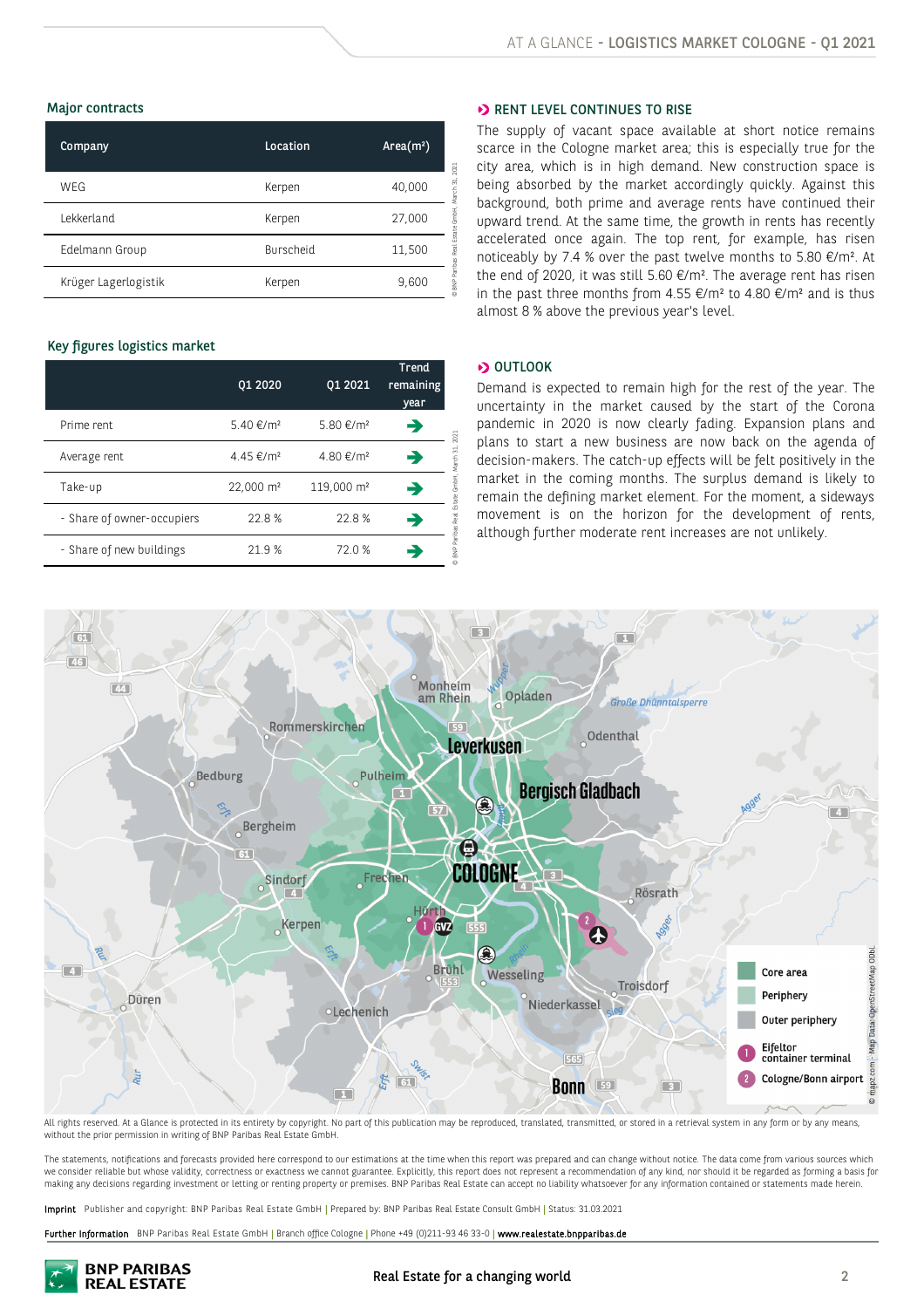## Major contracts

| Company | Location | Area(m²) |
|---|---|---|
| WEG | Kerpen | 40,000 |
| Lekkerland | Kerpen | 27,000 |
| Edelmann Group | Burscheid | 11,500 |
| Krüger Lagerlogistik | Kerpen | 9,600 |

## Key figures logistics market

| | Q1 2020 | Q1 2021 | Trend remaining year |
|---|---|---|---|
| Prime rent | 5.40 €/m² | 5.80 €/m² | → |
| Average rent | 4.45 €/m² | 4.80 €/m² | → |
| Take-up | 22,000 m² | 119,000 m² | → |
| - Share of owner-occupiers | 22.8 % | 22.8 % | → |
| - Share of new buildings | 21.9 % | 72.0 % | → |

## RENT LEVEL CONTINUES TO RISE

The supply of vacant space available at short notice remains scarce in the Cologne market area; this is especially true for the city area, which is in high demand. New construction space is being absorbed by the market accordingly quickly. Against this background, both prime and average rents have continued their upward trend. At the same time, the growth in rents has recently accelerated once again. The top rent, for example, has risen noticeably by 7.4 % over the past twelve months to 5.80 €/m². At the end of 2020, it was still 5.60 €/m². The average rent has risen in the past three months from 4.55 €/m² to 4.80 €/m² and is thus almost 8 % above the previous year's level.

## OUTLOOK

Demand is expected to remain high for the rest of the year. The uncertainty in the market caused by the start of the Corona pandemic in 2020 is now clearly fading. Expansion plans and plans to start a new business are now back on the agenda of decision-makers. The catch-up effects will be felt positively in the market in the coming months. The surplus demand is likely to remain the defining market element. For the moment, a sideways movement is on the horizon for the development of rents, although further moderate rent increases are not unlikely.

Monheim am Rhein
Opladen
Große Dhünntalsperre
Rommerskirchen
Leverkusen
Odenthal
Bedburg
Pulheim
Bergisch Gladbach
Bergheim
COLOGNE
Sindorf
Frechen
Rösrath
Kerpen
Hürth
Brühl
Wesseling
Troisdorf
Düren
Lechenich
Niederkassel
Bonn

Core area
Periphery
Outer periphery
1 Eifeltor container terminal
2 Cologne/Bonn airport

© mapz.com - Map Data: OpenStreetMap ODbL

All rights reserved. At a Glance is protected in its entirety by copyright. No part of this publication may be reproduced, translated, transmitted, or stored in a retrieval system in any form or by any means, without the prior permission in writing of BNP Paribas Real Estate GmbH.

The statements, notifications and forecasts provided here correspond to our estimations at the time when this report was prepared and can change without notice. The data come from various sources which we consider reliable but whose validity, correctness or exactness we cannot guarantee. Explicitly, this report does not represent a recommendation of any kind, nor should it be regarded as forming a basis for making any decisions regarding investment or letting or renting property or premises. BNP Paribas Real Estate can accept no liability whatsoever for any information contained or statements made herein.

**Imprint** Publisher and copyright: BNP Paribas Real Estate GmbH | Prepared by: BNP Paribas Real Estate Consult GmbH | Status: 31.03.2021

**Further Information** BNP Paribas Real Estate GmbH | Branch office Cologne | Phone +49 (0)211-93 46 33-0 | www.realestate.bnpparibas.de

BNP PARIBAS REAL ESTATE

Real Estate for a changing world